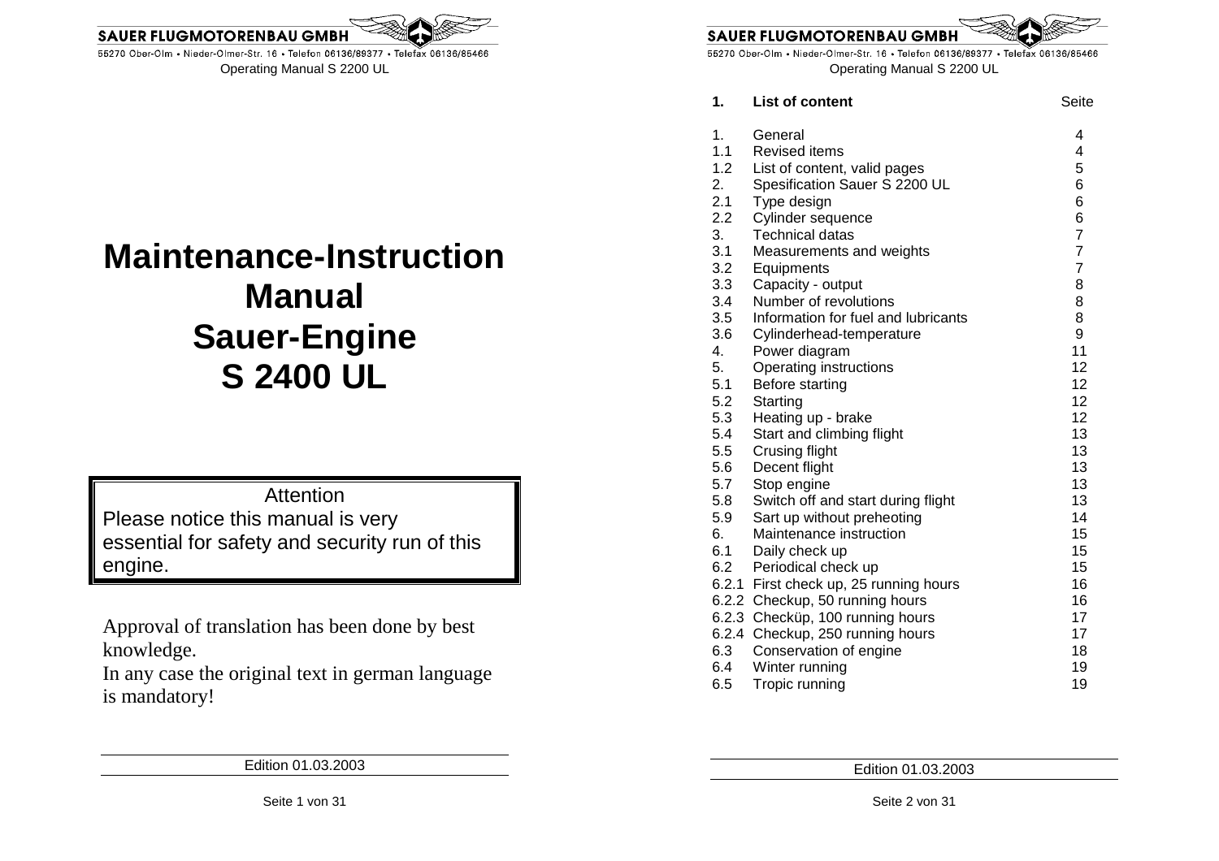# Maintenance-Instruction Manual Sauer-Engine S 2400 UL

> Attention
> Please notice this manual is very essential for safety and security run of this engine.

Approval of translation has been done by best knowledge.
In any case the original text in german language is mandatory!

Edition 01.03.2003

## 1. List of content

| | | Seite |
|---|---|---|
| 1. | General | 4 |
| 1.1 | Revised items | 4 |
| 1.2 | List of content, valid pages | 5 |
| 2. | Spesification Sauer S 2200 UL | 6 |
| 2.1 | Type design | 6 |
| 2.2 | Cylinder sequence | 6 |
| 3. | Technical datas | 7 |
| 3.1 | Measurements and weights | 7 |
| 3.2 | Equipments | 7 |
| 3.3 | Capacity - output | 8 |
| 3.4 | Number of revolutions | 8 |
| 3.5 | Information for fuel and lubricants | 8 |
| 3.6 | Cylinderhead-temperature | 9 |
| 4. | Power diagram | 11 |
| 5. | Operating instructions | 12 |
| 5.1 | Before starting | 12 |
| 5.2 | Starting | 12 |
| 5.3 | Heating up - brake | 12 |
| 5.4 | Start and climbing flight | 13 |
| 5.5 | Crusing flight | 13 |
| 5.6 | Decent flight | 13 |
| 5.7 | Stop engine | 13 |
| 5.8 | Switch off and start during flight | 13 |
| 5.9 | Sart up without preheoting | 14 |
| 6. | Maintenance instruction | 15 |
| 6.1 | Daily check up | 15 |
| 6.2 | Periodical check up | 15 |
| 6.2.1 | First check up, 25 running hours | 16 |
| 6.2.2 | Checkup, 50 running hours | 16 |
| 6.2.3 | Checküp, 100 running hours | 17 |
| 6.2.4 | Checkup, 250 running hours | 17 |
| 6.3 | Conservation of engine | 18 |
| 6.4 | Winter running | 19 |
| 6.5 | Tropic running | 19 |

Edition 01.03.2003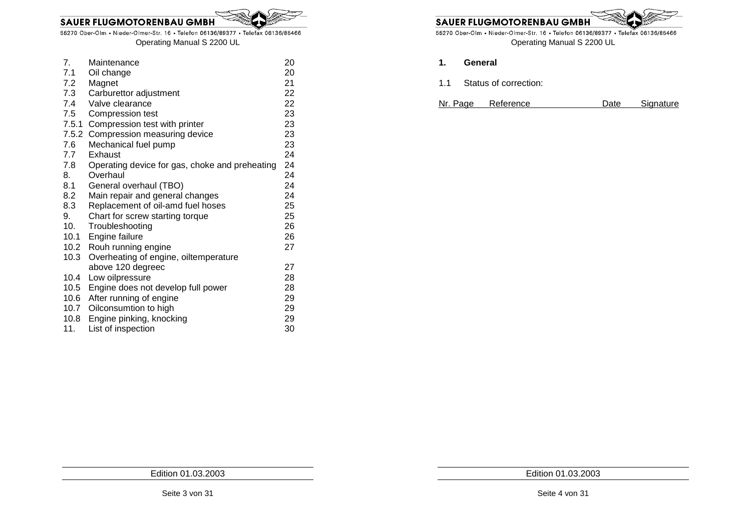| | | |
|---|---|---|
| 7. | Maintenance | 20 |
| 7.1 | Oil change | 20 |
| 7.2 | Magnet | 21 |
| 7.3 | Carburettor adjustment | 22 |
| 7.4 | Valve clearance | 22 |
| 7.5 | Compression test | 23 |
| 7.5.1 | Compression test with printer | 23 |
| 7.5.2 | Compression measuring device | 23 |
| 7.6 | Mechanical fuel pump | 23 |
| 7.7 | Exhaust | 24 |
| 7.8 | Operating device for gas, choke and preheating | 24 |
| 8. | Overhaul | 24 |
| 8.1 | General overhaul (TBO) | 24 |
| 8.2 | Main repair and general changes | 24 |
| 8.3 | Replacement of oil-amd fuel hoses | 25 |
| 9. | Chart for screw starting torque | 25 |
| 10. | Troubleshooting | 26 |
| 10.1 | Engine failure | 26 |
| 10.2 | Rouh running engine | 27 |
| 10.3 | Overheating of engine, oiltemperature above 120 degreec | 27 |
| 10.4 | Low oilpressure | 28 |
| 10.5 | Engine does not develop full power | 28 |
| 10.6 | After running of engine | 29 |
| 10.7 | Oilconsumtion to high | 29 |
| 10.8 | Engine pinking, knocking | 29 |
| 11. | List of inspection | 30 |

Edition 01.03.2003

# 1. General

1.1 Status of correction:

| Nr. Page | Reference | Date | Signature |
|---|---|---|---|

Edition 01.03.2003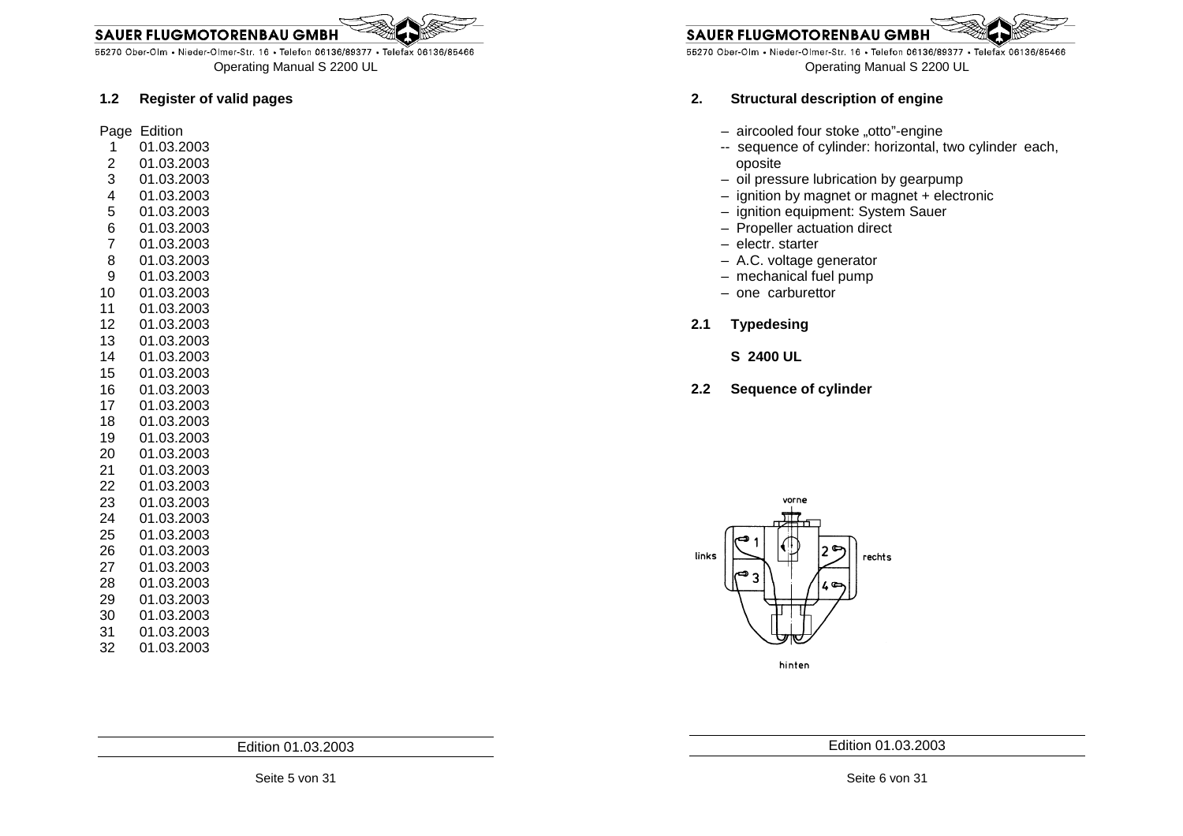## 1.2 Register of valid pages

| Page | Edition |
|---|---|
| 1 | 01.03.2003 |
| 2 | 01.03.2003 |
| 3 | 01.03.2003 |
| 4 | 01.03.2003 |
| 5 | 01.03.2003 |
| 6 | 01.03.2003 |
| 7 | 01.03.2003 |
| 8 | 01.03.2003 |
| 9 | 01.03.2003 |
| 10 | 01.03.2003 |
| 11 | 01.03.2003 |
| 12 | 01.03.2003 |
| 13 | 01.03.2003 |
| 14 | 01.03.2003 |
| 15 | 01.03.2003 |
| 16 | 01.03.2003 |
| 17 | 01.03.2003 |
| 18 | 01.03.2003 |
| 19 | 01.03.2003 |
| 20 | 01.03.2003 |
| 21 | 01.03.2003 |
| 22 | 01.03.2003 |
| 23 | 01.03.2003 |
| 24 | 01.03.2003 |
| 25 | 01.03.2003 |
| 26 | 01.03.2003 |
| 27 | 01.03.2003 |
| 28 | 01.03.2003 |
| 29 | 01.03.2003 |
| 30 | 01.03.2003 |
| 31 | 01.03.2003 |
| 32 | 01.03.2003 |

Edition 01.03.2003

## 2. Structural description of engine

- aircooled four stoke „otto"-engine
- sequence of cylinder: horizontal, two cylinder each, oposite
- oil pressure lubrication by gearpump
- ignition by magnet or magnet + electronic
- ignition equipment: System Sauer
- Propeller actuation direct
- electr. starter
- A.C. voltage generator
- mechanical fuel pump
- one carburettor

### 2.1 Typedesing

**S 2400 UL**

### 2.2 Sequence of cylinder

vorne

links 1 2 rechts

3 4

hinten

Edition 01.03.2003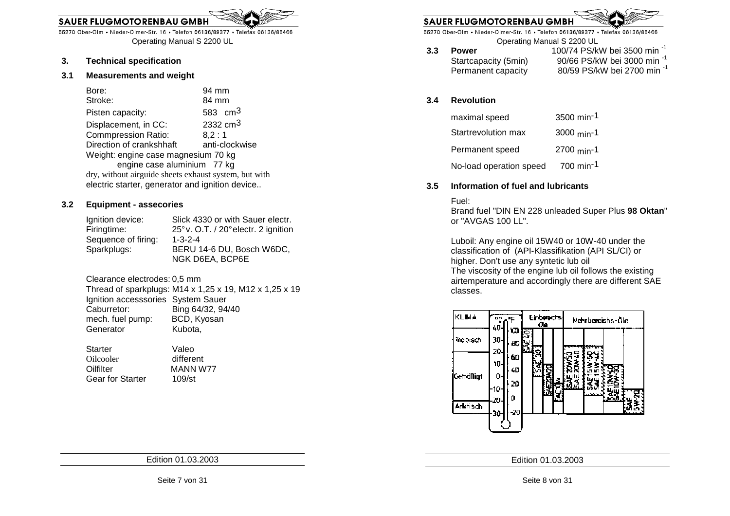## 3. Technical specification

### 3.1 Measurements and weight

| | |
|---|---|
| Bore: | 94 mm |
| Stroke: | 84 mm |
| Pisten capacity: | 583 $cm^3$ |
| Displacement, in CC: | 2332 $cm^3$ |
| Commpression Ratio: | 8,2 : 1 |
| Direction of crankshhaft | anti-clockwise |

Weight: engine case magnesium 70 kg
engine case aluminium 77 kg
dry, without airguide sheets exhaust system, but with electric starter, generator and ignition device..

### 3.2 Equipment - assecories

| | |
|---|---|
| Ignition device: | Slick 4330 or with Sauer electr. |
| Firingtime: | 25° v. O.T. / 20° electr. 2 ignition |
| Sequence of firing: | 1-3-2-4 |
| Sparkplugs: | BERU 14-6 DU, Bosch W6DC, NGK D6EA, BCP6E |

Clearance electrodes: 0,5 mm
Thread of sparkplugs: M14 x 1,25 x 19, M12 x 1,25 x 19

| | |
|---|---|
| Ignition accesssories | System Sauer |
| Caburretor: | Bing 64/32, 94/40 |
| mech. fuel pump: | BCD, Kyosan |
| Generator | Kubota, |
| Starter | Valeo |
| Oilcooler | different |
| Oilfilter | MANN W77 |
| Gear for Starter | 109/st |

### 3.3 Power

| | |
|---|---|
| Power | 100/74 PS/kW bei 3500 $min^{-1}$ |
| Startcapacity (5min) | 90/66 PS/kW bei 3000 $min^{-1}$ |
| Permanent capacity | 80/59 PS/kW bei 2700 $min^{-1}$ |

### 3.4 Revolution

| | |
|---|---|
| maximal speed | 3500 $min^{-1}$ |
| Startrevolution max | 3000 $min^{-1}$ |
| Permanent speed | 2700 $min^{-1}$ |
| No-load operation speed | 700 $min^{-1}$ |

### 3.5 Information of fuel and lubricants

Fuel:
Brand fuel "DIN EN 228 unleaded Super Plus **98 Oktan**" or "AVGAS 100 LL".

Luboil: Any engine oil 15W40 or 10W-40 under the classification of (API-Klassifikation (API SL/CI) or higher. Don't use any syntetic lub oil
The viscosity of the engine lub oil follows the existing airtemperature and accordingly there are different SAE classes.

| KLIMA | °C / °F | Einbereichs-Öle | | | | Mehrbereichs-Öle | | | |
|---|---|---|---|---|---|---|---|---|---|
| Tropisch / Gemäßigt / Arktisch | 40 … -30 °C / 100 … -20 °F | SAE 40 | SAE 30 | SAE 20W20 | SAE 10W | SAE 20W50, SAE 20W-40 | SAE 15W-50, SAE 15W-40 | SAE 10W-40, SAE 10W-30 | SAE 5W-20 |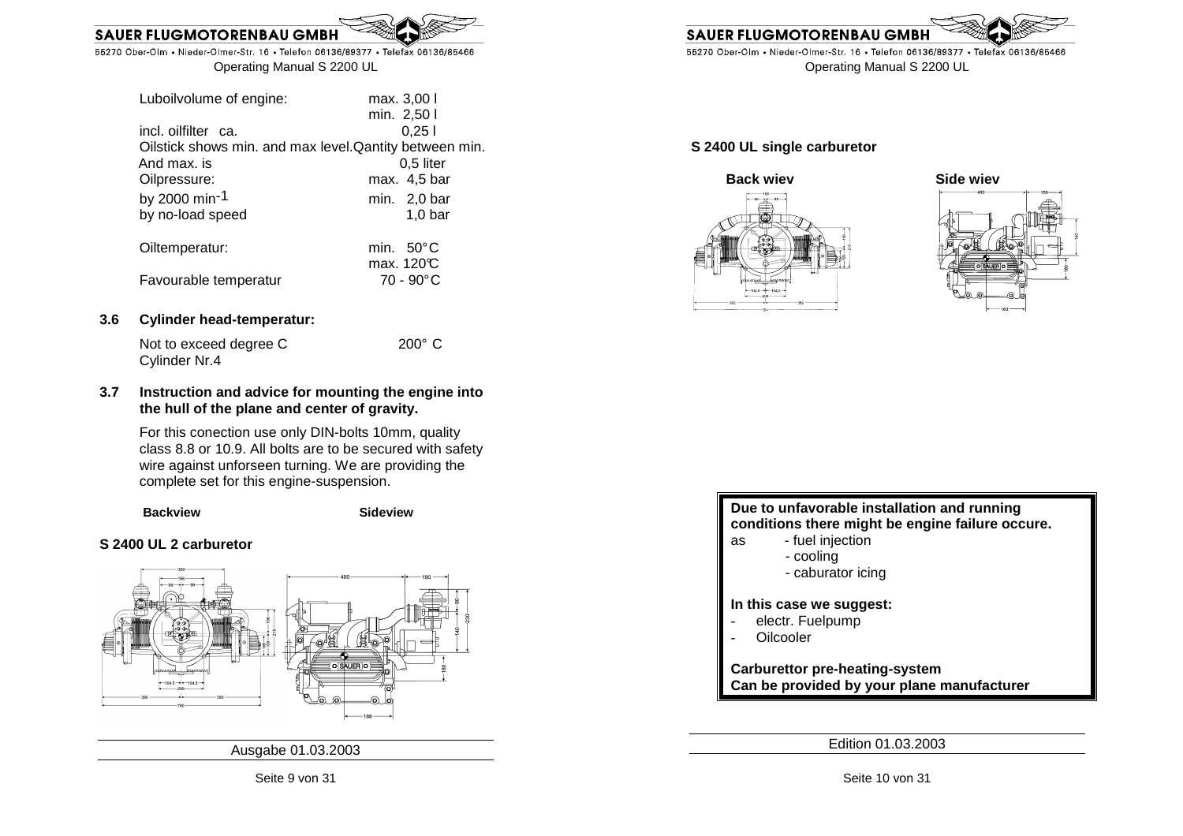| | |
|---|---|
| Luboilvolume of engine: | max. 3,00 l |
| | min. 2,50 l |
| incl. oilfilter ca. | 0,25 l |
| Oilstick shows min. and max level.Qantity between min. | |
| And max. is | 0,5 liter |
| Oilpressure: | max. 4,5 bar |
| by 2000 min$^{-1}$ | min. 2,0 bar |
| by no-load speed | 1,0 bar |
| Oiltemperatur: | min. 50°C |
| | max. 120°C |
| Favourable temperatur | 70 - 90°C |

### 3.6 Cylinder head-temperatur:

| | |
|---|---|
| Not to exceed degree C | 200° C |
| Cylinder Nr.4 | |

### 3.7 Instruction and advice for mounting the engine into the hull of the plane and center of gravity.

For this conection use only DIN-bolts 10mm, quality class 8.8 or 10.9. All bolts are to be secured with safety wire against unforseen turning. We are providing the complete set for this engine-suspension.

**Backview** **Sideview**

**S 2400 UL 2 carburetor**

**S 2400 UL single carburetor**

**Back wiev** **Side wiev**

**Due to unfavorable installation and running conditions there might be engine failure occure.**

as
- fuel injection
- cooling
- caburator icing

**In this case we suggest:**

- electr. Fuelpump
- Oilcooler

**Carburettor pre-heating-system**
**Can be provided by your plane manufacturer**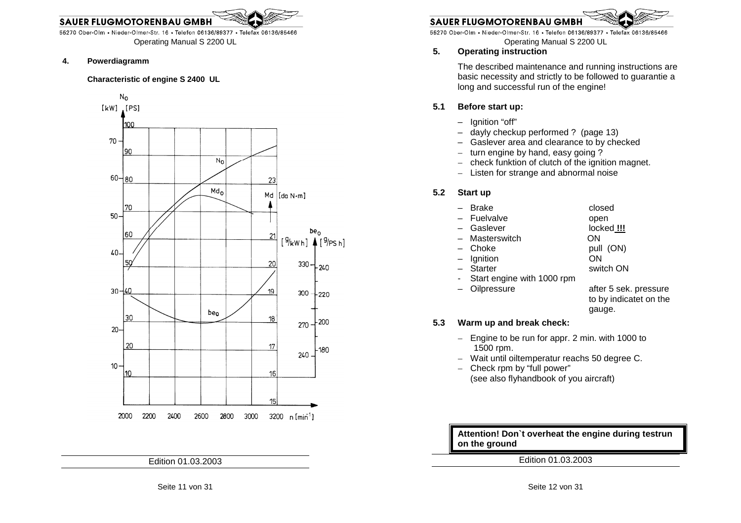## 4. Powerdiagramm

**Characteristic of engine S 2400 UL**

## 5. Operating instruction

The described maintenance and running instructions are basic necessity and strictly to be followed to guarantie a long and successful run of the engine!

### 5.1 Before start up:

- Ignition "off"
- dayly checkup performed ? (page 13)
- Gaslever area and clearance to by checked
- turn engine by hand, easy going ?
- check funktion of clutch of the ignition magnet.
- Listen for strange and abnormal noise

### 5.2 Start up

| | |
|---|---|
| – Brake | closed |
| – Fuelvalve | open |
| – Gaslever | locked **!!!** |
| – Masterswitch | ON |
| – Choke | pull (ON) |
| – Ignition | ON |
| – Starter | switch ON |
| - Start engine with 1000 rpm | |
| – Oilpressure | after 5 sek. pressure to by indicatet on the gauge. |

### 5.3 Warm up and break check:

- Engine to be run for appr. 2 min. with 1000 to 1500 rpm.
- Wait until oiltemperatur reachs 50 degree C.
- Check rpm by "full power"
  (see also flyhandbook of you aircraft)

**Attention! Don`t overheat the engine during testrun on the ground**

Edition 01.03.2003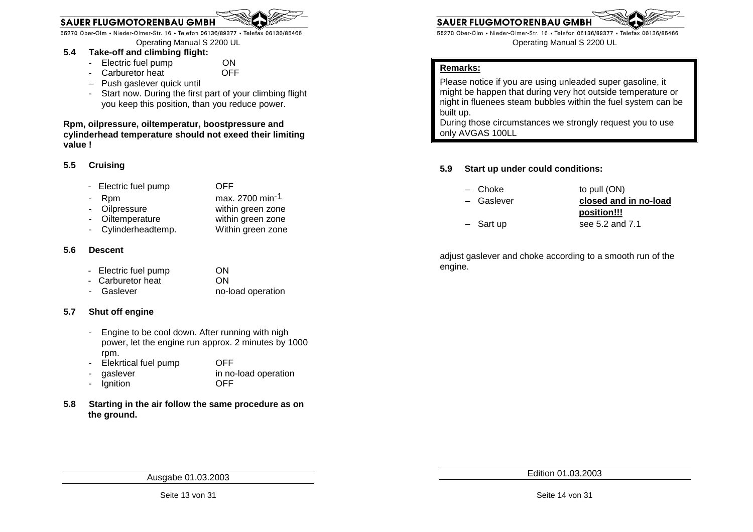## 5.4 Take-off and climbing flight:

- Electric fuel pump ON
- Carburetor heat OFF
- Push gaslever quick until
- Start now. During the first part of your climbing flight you keep this position, than you reduce power.

**Rpm, oilpressure, oiltemperatur, boostpressure and cylinderhead temperature should not exeed their limiting value !**

## 5.5 Cruising

| | |
|---|---|
| - Electric fuel pump | OFF |
| - Rpm | max. 2700 $min^{-1}$ |
| - Oilpressure | within green zone |
| - Oiltemperature | within green zone |
| - Cylinderheadtemp. | Within green zone |

## 5.6 Descent

| | |
|---|---|
| - Electric fuel pump | ON |
| - Carburetor heat | ON |
| - Gaslever | no-load operation |

## 5.7 Shut off engine

- Engine to be cool down. After running with nigh power, let the engine run approx. 2 minutes by 1000 rpm.
- Elekrtical fuel pump OFF
- gaslever in no-load operation
- Ignition OFF

## 5.8 Starting in the air follow the same procedure as on the ground.

**Remarks:**

Please notice if you are using unleaded super gasoline, it might be happen that during very hot outside temperature or night in fluenees steam bubbles within the fuel system can be built up.
During those circumstances we strongly request you to use only AVGAS 100LL

## 5.9 Start up under could conditions:

| | |
|---|---|
| – Choke | to pull (ON) |
| – Gaslever | **closed and in no-load position!!!** |
| – Sart up | see 5.2 and 7.1 |

adjust gaslever and choke according to a smooth run of the engine.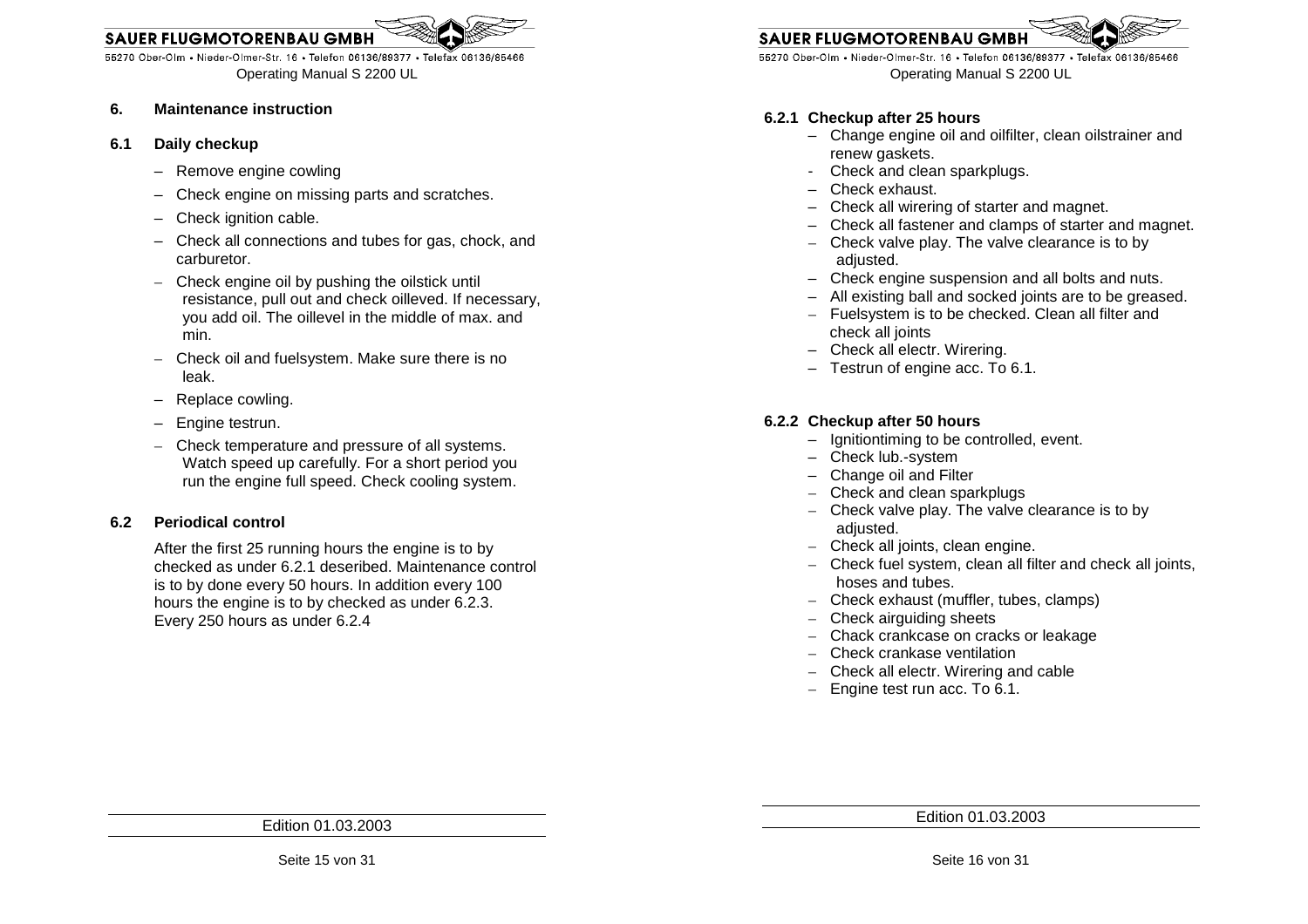## 6. Maintenance instruction

### 6.1 Daily checkup

- Remove engine cowling
- Check engine on missing parts and scratches.
- Check ignition cable.
- Check all connections and tubes for gas, chock, and carburetor.
- Check engine oil by pushing the oilstick until resistance, pull out and check oilleved. If necessary, you add oil. The oillevel in the middle of max. and min.
- Check oil and fuelsystem. Make sure there is no leak.
- Replace cowling.
- Engine testrun.
- Check temperature and pressure of all systems. Watch speed up carefully. For a short period you run the engine full speed. Check cooling system.

### 6.2 Periodical control

After the first 25 running hours the engine is to by checked as under 6.2.1 deseribed. Maintenance control is to by done every 50 hours. In addition every 100 hours the engine is to by checked as under 6.2.3. Every 250 hours as under 6.2.4

#### 6.2.1 Checkup after 25 hours

- Change engine oil and oilfilter, clean oilstrainer and renew gaskets.
- Check and clean sparkplugs.
- Check exhaust.
- Check all wirering of starter and magnet.
- Check all fastener and clamps of starter and magnet.
- Check valve play. The valve clearance is to by adjusted.
- Check engine suspension and all bolts and nuts.
- All existing ball and socked joints are to be greased.
- Fuelsystem is to be checked. Clean all filter and check all joints
- Check all electr. Wirering.
- Testrun of engine acc. To 6.1.

#### 6.2.2 Checkup after 50 hours

- Ignitiontiming to be controlled, event.
- Check lub.-system
- Change oil and Filter
- Check and clean sparkplugs
- Check valve play. The valve clearance is to by adjusted.
- Check all joints, clean engine.
- Check fuel system, clean all filter and check all joints, hoses and tubes.
- Check exhaust (muffler, tubes, clamps)
- Check airguiding sheets
- Chack crankcase on cracks or leakage
- Check crankase ventilation
- Check all electr. Wirering and cable
- Engine test run acc. To 6.1.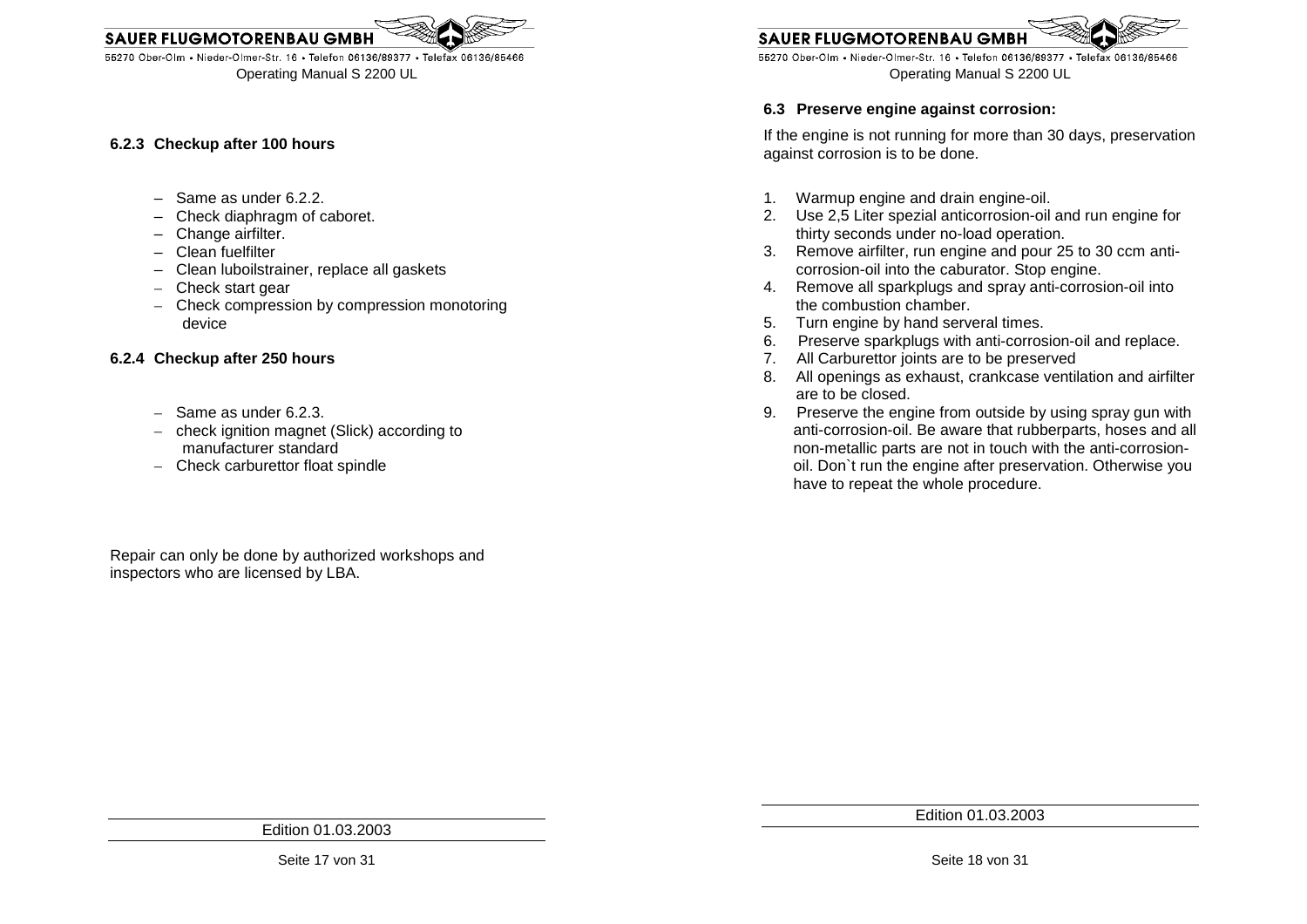#### 6.2.3 Checkup after 100 hours

- Same as under 6.2.2.
- Check diaphragm of caboret.
- Change airfilter.
- Clean fuelfilter
- Clean luboilstrainer, replace all gaskets
- Check start gear
- Check compression by compression monotoring device

#### 6.2.4 Checkup after 250 hours

- Same as under 6.2.3.
- check ignition magnet (Slick) according to manufacturer standard
- Check carburettor float spindle

Repair can only be done by authorized workshops and inspectors who are licensed by LBA.

### 6.3 Preserve engine against corrosion:

If the engine is not running for more than 30 days, preservation against corrosion is to be done.

1. Warmup engine and drain engine-oil.
2. Use 2,5 Liter spezial anticorrosion-oil and run engine for thirty seconds under no-load operation.
3. Remove airfilter, run engine and pour 25 to 30 ccm anti-corrosion-oil into the caburator. Stop engine.
4. Remove all sparkplugs and spray anti-corrosion-oil into the combustion chamber.
5. Turn engine by hand serveral times.
6. Preserve sparkplugs with anti-corrosion-oil and replace.
7. All Carburettor joints are to be preserved
8. All openings as exhaust, crankcase ventilation and airfilter are to be closed.
9. Preserve the engine from outside by using spray gun with anti-corrosion-oil. Be aware that rubberparts, hoses and all non-metallic parts are not in touch with the anti-corrosion-oil. Don`t run the engine after preservation. Otherwise you have to repeat the whole procedure.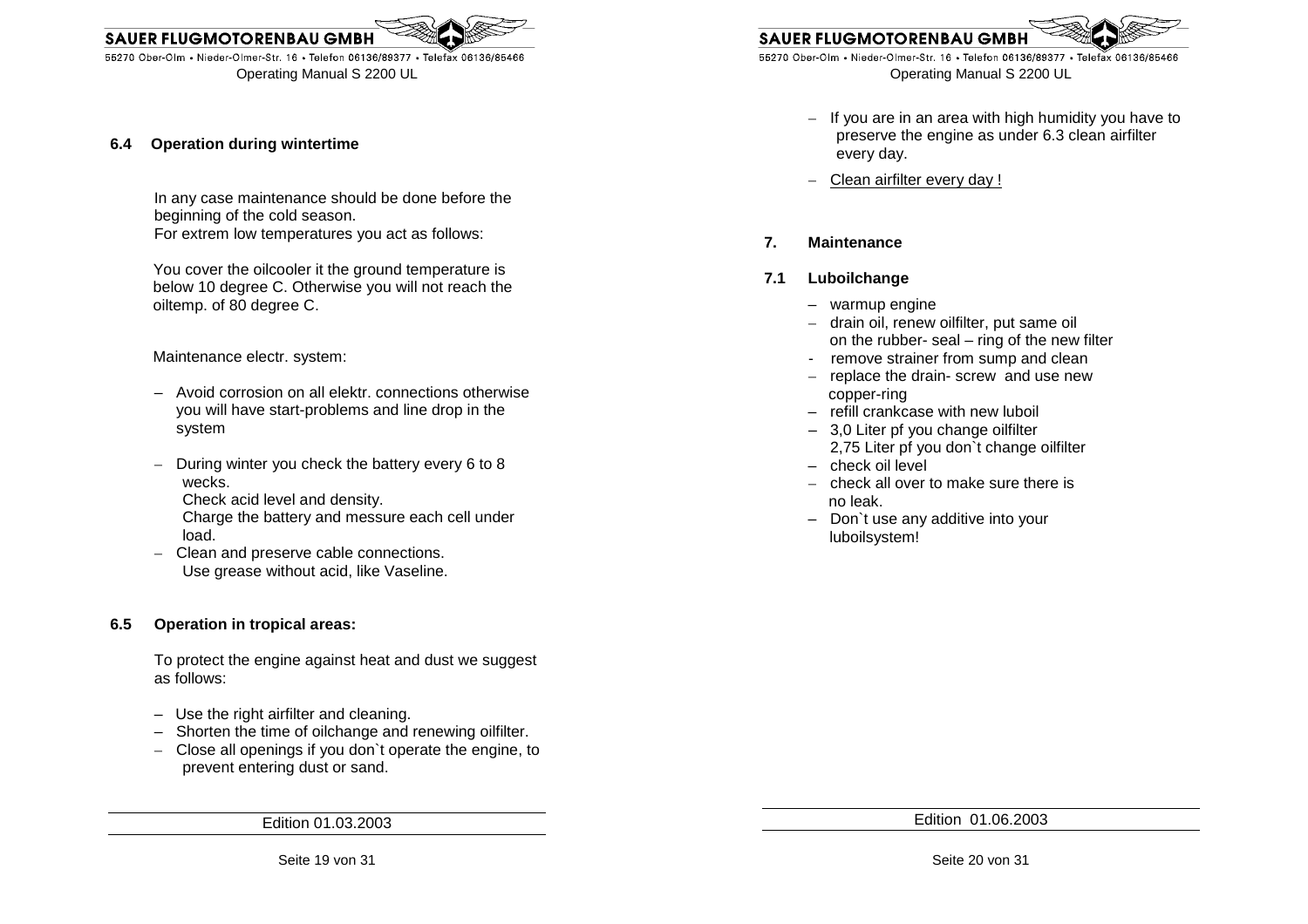## 6.4 Operation during wintertime

In any case maintenance should be done before the beginning of the cold season.
For extrem low temperatures you act as follows:

You cover the oilcooler it the ground temperature is below 10 degree C. Otherwise you will not reach the oiltemp. of 80 degree C.

Maintenance electr. system:

- Avoid corrosion on all elektr. connections otherwise you will have start-problems and line drop in the system
- During winter you check the battery every 6 to 8 wecks.
  Check acid level and density.
  Charge the battery and messure each cell under load.
- Clean and preserve cable connections.
  Use grease without acid, like Vaseline.

## 6.5 Operation in tropical areas:

To protect the engine against heat and dust we suggest as follows:

- Use the right airfilter and cleaning.
- Shorten the time of oilchange and renewing oilfilter.
- Close all openings if you don`t operate the engine, to prevent entering dust or sand.
- If you are in an area with high humidity you have to preserve the engine as under 6.3 clean airfilter every day.
- Clean airfilter every day !

# 7. Maintenance

## 7.1 Luboilchange

- warmup engine
- drain oil, renew oilfilter, put same oil on the rubber- seal – ring of the new filter
- remove strainer from sump and clean
- replace the drain- screw and use new copper-ring
- refill crankcase with new luboil
- 3,0 Liter pf you change oilfilter
  2,75 Liter pf you don`t change oilfilter
- check oil level
- check all over to make sure there is no leak.
- Don`t use any additive into your luboilsystem!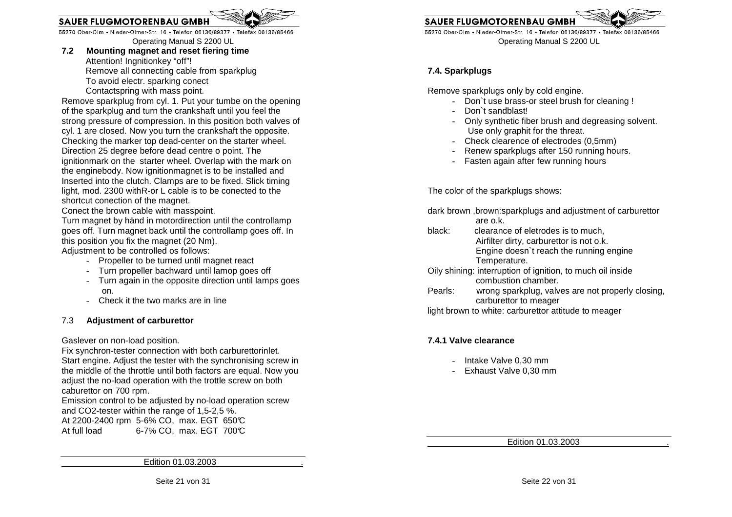## 7.2 Mounting magnet and reset fiering time

Attention! Ingnitionkey “off”!
Remove all connecting cable from sparkplug
To avoid electr. sparking conect
Contactspring with mass point.

Remove sparkplug from cyl. 1. Put your tumbe on the opening of the sparkplug and turn the crankshaft until you feel the strong pressure of compression. In this position both valves of cyl. 1 are closed. Now you turn the crankshaft the opposite. Checking the marker top dead-center on the starter wheel. Direction 25 degree before dead centre o point. The ignitionmark on the starter wheel. Overlap with the mark on the enginebody. Now ignitionmagnet is to be installed and Inserted into the clutch. Clamps are to be fixed. Slick timing light, mod. 2300 withR-or L cable is to be conected to the shortcut conection of the magnet.

Conect the brown cable with masspoint.

Turn magnet by händ in motordirection until the controllamp goes off. Turn magnet back until the controllamp goes off. In this position you fix the magnet (20 Nm).

Adjustment to be controlled os follows:

- Propeller to be turned until magnet react
- Turn propeller bachward until lamop goes off
- Turn again in the opposite direction until lamps goes on.
- Check it the two marks are in line

## 7.3 Adjustment of carburettor

Gaslever on non-load position.

Fix synchron-tester connection with both carburettorinlet. Start engine. Adjust the tester with the synchronising screw in the middle of the throttle until both factors are equal. Now you adjust the no-load operation with the trottle screw on both caburettor on 700 rpm.

Emission control to be adjusted by no-load operation screw and CO2-tester within the range of 1,5-2,5 %.

At 2200-2400 rpm 5-6% CO, max. EGT 650℃
At full load 6-7% CO, max. EGT 700℃

## 7.4. Sparkplugs

Remove sparkplugs only by cold engine.

- Don`t use brass-or steel brush for cleaning !
- Don`t sandblast!
- Only synthetic fiber brush and degreasing solvent. Use only graphit for the threat.
- Check clearence of electrodes (0,5mm)
- Renew sparkplugs after 150 running hours.
- Fasten again after few running hours

The color of the sparkplugs shows:

dark brown ,brown: sparkplugs and adjustment of carburettor are o.k.

black: clearance of eletrodes is to much, Airfilter dirty, carburettor is not o.k. Engine doesn`t reach the running engine Temperature.

Oily shining: interruption of ignition, to much oil inside combustion chamber.

Pearls: wrong sparkplug, valves are not properly closing, carburettor to meager

light brown to white: carburettor attitude to meager

### 7.4.1 Valve clearance

- Intake Valve 0,30 mm
- Exhaust Valve 0,30 mm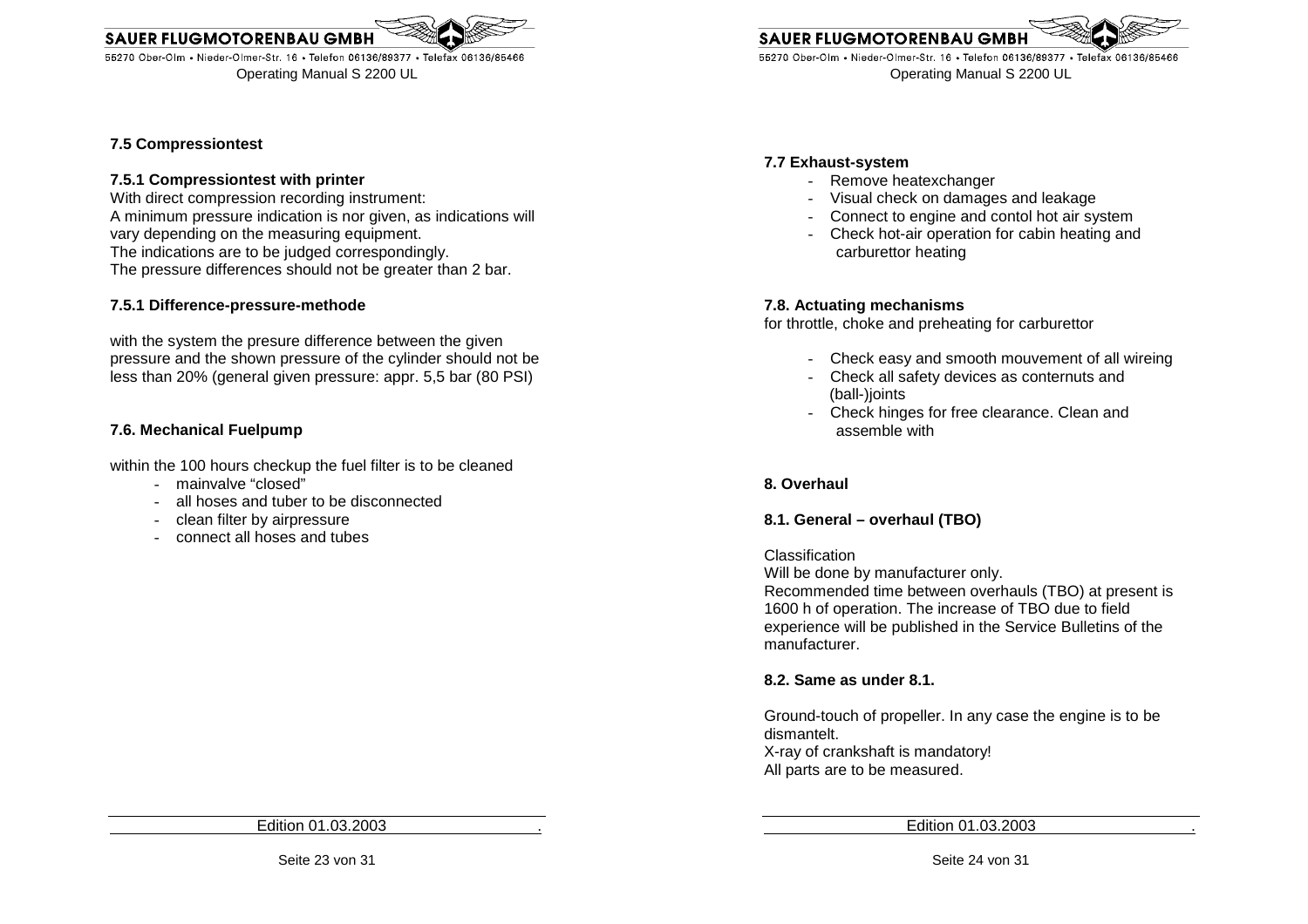### 7.5 Compressiontest

#### 7.5.1 Compressiontest with printer

With direct compression recording instrument:
A minimum pressure indication is nor given, as indications will vary depending on the measuring equipment.
The indications are to be judged correspondingly.
The pressure differences should not be greater than 2 bar.

#### 7.5.1 Difference-pressure-methode

with the system the presure difference between the given pressure and the shown pressure of the cylinder should not be less than 20% (general given pressure: appr. 5,5 bar (80 PSI)

### 7.6. Mechanical Fuelpump

within the 100 hours checkup the fuel filter is to be cleaned

- mainvalve "closed"
- all hoses and tuber to be disconnected
- clean filter by airpressure
- connect all hoses and tubes

### 7.7 Exhaust-system

- Remove heatexchanger
- Visual check on damages and leakage
- Connect to engine and contol hot air system
- Check hot-air operation for cabin heating and carburettor heating

### 7.8. Actuating mechanisms

for throttle, choke and preheating for carburettor

- Check easy and smooth mouvement of all wireing
- Check all safety devices as conternuts and (ball-)joints
- Check hinges for free clearance. Clean and assemble with

## 8. Overhaul

### 8.1. General – overhaul (TBO)

Classification
Will be done by manufacturer only.
Recommended time between overhauls (TBO) at present is 1600 h of operation. The increase of TBO due to field experience will be published in the Service Bulletins of the manufacturer.

### 8.2. Same as under 8.1.

Ground-touch of propeller. In any case the engine is to be dismantelt.
X-ray of crankshaft is mandatory!
All parts are to be measured.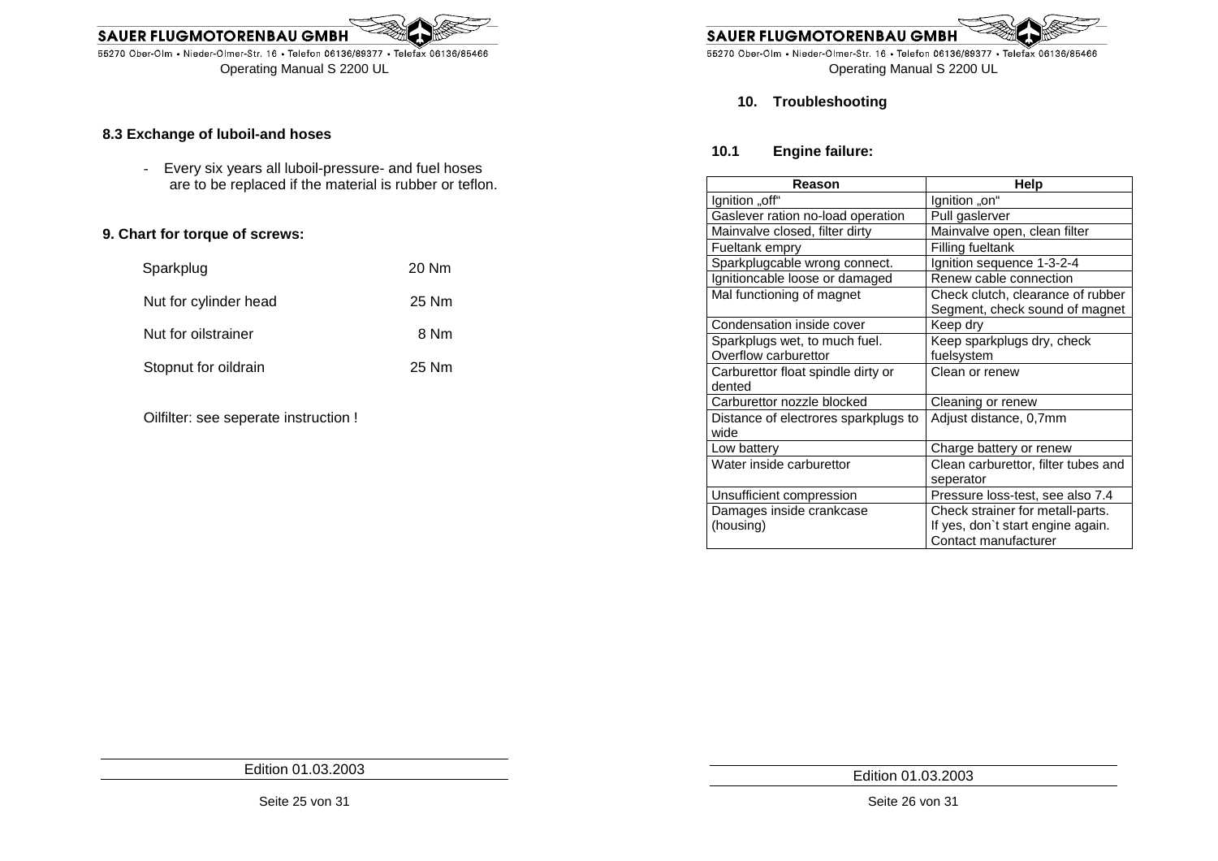## 8.3 Exchange of luboil-and hoses

- Every six years all luboil-pressure- and fuel hoses are to be replaced if the material is rubber or teflon.

## 9. Chart for torque of screws:

| | |
|---|---|
| Sparkplug | 20 Nm |
| Nut for cylinder head | 25 Nm |
| Nut for oilstrainer | 8 Nm |
| Stopnut for oildrain | 25 Nm |

Oilfilter: see seperate instruction !

## 10. Troubleshooting

### 10.1 Engine failure:

| Reason | Help |
|---|---|
| Ignition „off“ | Ignition „on“ |
| Gaslever ration no-load operation | Pull gaslerver |
| Mainvalve closed, filter dirty | Mainvalve open, clean filter |
| Fueltank empry | Filling fueltank |
| Sparkplugcable wrong connect. | Ignition sequence 1-3-2-4 |
| Ignitioncable loose or damaged | Renew cable connection |
| Mal functioning of magnet | Check clutch, clearance of rubber Segment, check sound of magnet |
| Condensation inside cover | Keep dry |
| Sparkplugs wet, to much fuel. Overflow carburettor | Keep sparkplugs dry, check fuelsystem |
| Carburettor float spindle dirty or dented | Clean or renew |
| Carburettor nozzle blocked | Cleaning or renew |
| Distance of electrores sparkplugs to wide | Adjust distance, 0,7mm |
| Low battery | Charge battery or renew |
| Water inside carburettor | Clean carburettor, filter tubes and seperator |
| Unsufficient compression | Pressure loss-test, see also 7.4 |
| Damages inside crankcase (housing) | Check strainer for metall-parts. If yes, don`t start engine again. Contact manufacturer |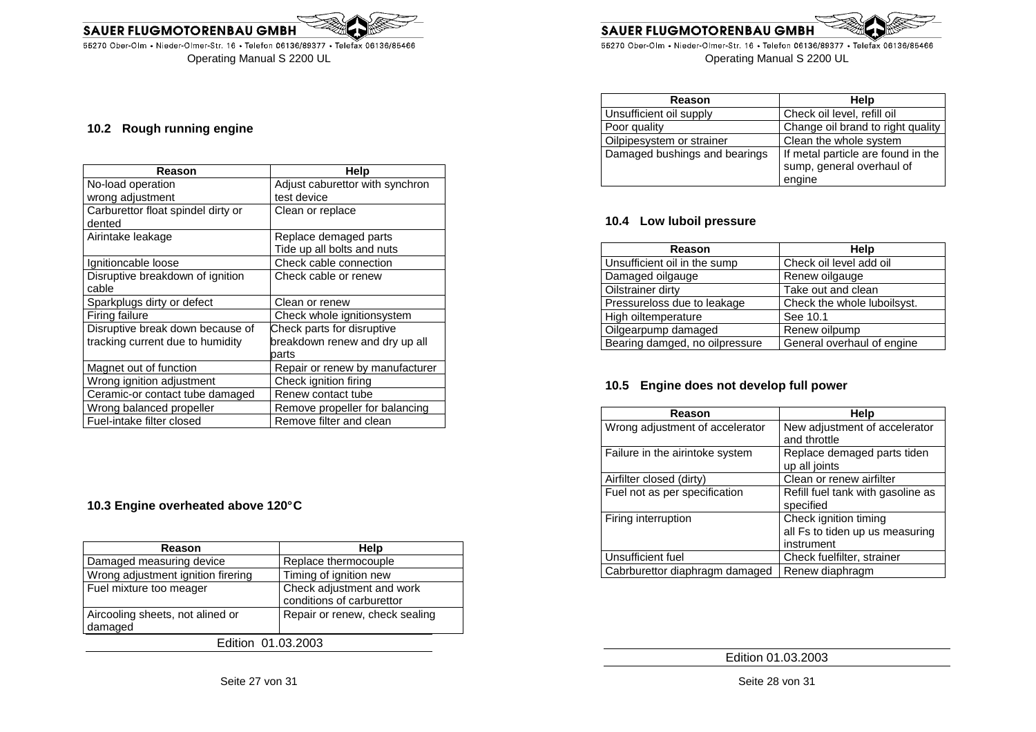## 10.2 Rough running engine

| Reason | Help |
|---|---|
| No-load operation wrong adjustment | Adjust caburettor with synchron test device |
| Carburettor float spindel dirty or dented | Clean or replace |
| Airintake leakage | Replace demaged parts Tide up all bolts and nuts |
| Ignitioncable loose | Check cable connection |
| Disruptive breakdown of ignition cable | Check cable or renew |
| Sparkplugs dirty or defect | Clean or renew |
| Firing failure | Check whole ignitionsystem |
| Disruptive break down because of tracking current due to humidity | Check parts for disruptive breakdown renew and dry up all parts |
| Magnet out of function | Repair or renew by manufacturer |
| Wrong ignition adjustment | Check ignition firing |
| Ceramic-or contact tube damaged | Renew contact tube |
| Wrong balanced propeller | Remove propeller for balancing |
| Fuel-intake filter closed | Remove filter and clean |

## 10.3 Engine overheated above 120°C

| Reason | Help |
|---|---|
| Damaged measuring device | Replace thermocouple |
| Wrong adjustment ignition firering | Timing of ignition new |
| Fuel mixture too meager | Check adjustment and work conditions of carburettor |
| Aircooling sheets, not alined or damaged | Repair or renew, check sealing |
| Unsufficient oil supply | Check oil level, refill oil |
| Poor quality | Change oil brand to right quality |
| Oilpipesystem or strainer | Clean the whole system |
| Damaged bushings and bearings | If metal particle are found in the sump, general overhaul of engine |

## 10.4 Low luboil pressure

| Reason | Help |
|---|---|
| Unsufficient oil in the sump | Check oil level add oil |
| Damaged oilgauge | Renew oilgauge |
| Oilstrainer dirty | Take out and clean |
| Pressureloss due to leakage | Check the whole luboilsyst. |
| High oiltemperature | See 10.1 |
| Oilgearpump damaged | Renew oilpump |
| Bearing damged, no oilpressure | General overhaul of engine |

## 10.5 Engine does not develop full power

| Reason | Help |
|---|---|
| Wrong adjustment of accelerator | New adjustment of accelerator and throttle |
| Failure in the airintoke system | Replace demaged parts tiden up all joints |
| Airfilter closed (dirty) | Clean or renew airfilter |
| Fuel not as per specification | Refill fuel tank with gasoline as specified |
| Firing interruption | Check ignition timing all Fs to tiden up us measuring instrument |
| Unsufficient fuel | Check fuelfilter, strainer |
| Cabrburettor diaphragm damaged | Renew diaphragm |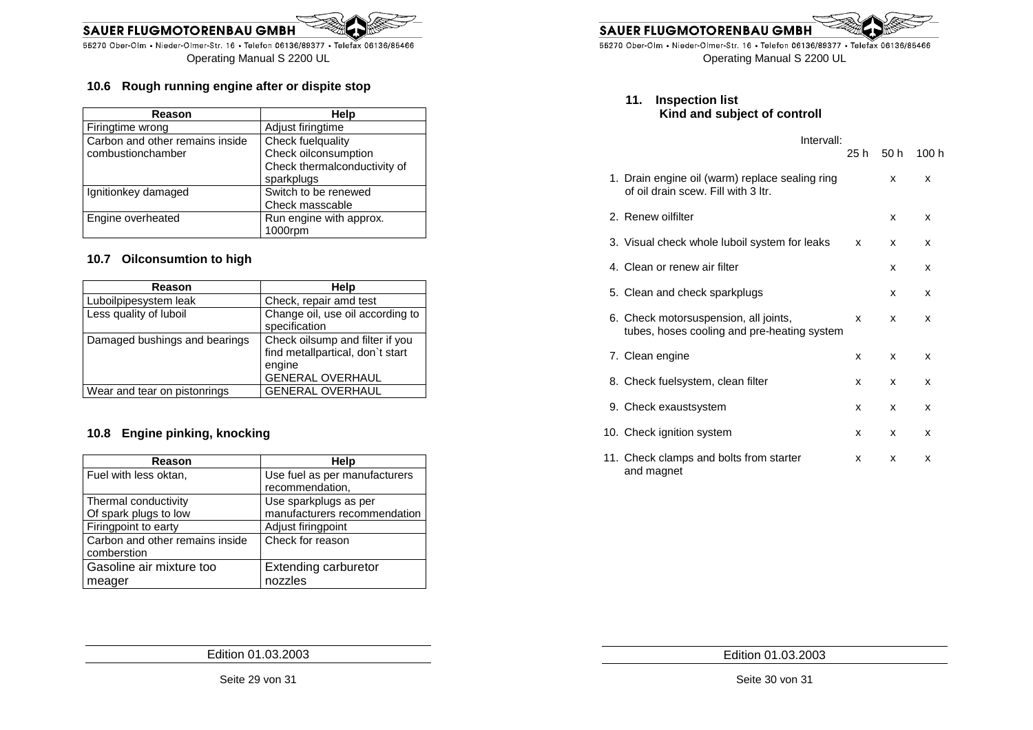## 10.6 Rough running engine after or dispite stop

| Reason | Help |
|---|---|
| Firingtime wrong | Adjust firingtime |
| Carbon and other remains inside combustionchamber | Check fuelquality<br>Check oilconsumption<br>Check thermalconductivity of sparkplugs |
| Ignitionkey damaged | Switch to be renewed<br>Check masscable |
| Engine overheated | Run engine with approx. 1000rpm |

## 10.7 Oilconsumtion to high

| Reason | Help |
|---|---|
| Luboilpipesystem leak | Check, repair amd test |
| Less quality of luboil | Change oil, use oil according to specification |
| Damaged bushings and bearings | Check oilsump and filter if you find metallpartical, don`t start engine<br>GENERAL OVERHAUL |
| Wear and tear on pistonrings | GENERAL OVERHAUL |

## 10.8 Engine pinking, knocking

| Reason | Help |
|---|---|
| Fuel with less oktan, | Use fuel as per manufacturers recommendation, |
| Thermal conductivity Of spark plugs to low | Use sparkplugs as per manufacturers recommendation |
| Firingpoint to earty | Adjust firingpoint |
| Carbon and other remains inside comberstion | Check for reason |
| Gasoline air mixture too meager | Extending carburetor nozzles |

## 11. Inspection list
### Kind and subject of controll

| Intervall: | 25 h | 50 h | 100 h |
|---|---|---|---|
| 1. Drain engine oil (warm) replace sealing ring of oil drain scew. Fill with 3 ltr. | | x | x |
| 2. Renew oilfilter | | x | x |
| 3. Visual check whole luboil system for leaks | x | x | x |
| 4. Clean or renew air filter | | x | x |
| 5. Clean and check sparkplugs | | x | x |
| 6. Check motorsuspension, all joints, tubes, hoses cooling and pre-heating system | x | x | x |
| 7. Clean engine | x | x | x |
| 8. Check fuelsystem, clean filter | x | x | x |
| 9. Check exaustsystem | x | x | x |
| 10. Check ignition system | x | x | x |
| 11. Check clamps and bolts from starter and magnet | x | x | x |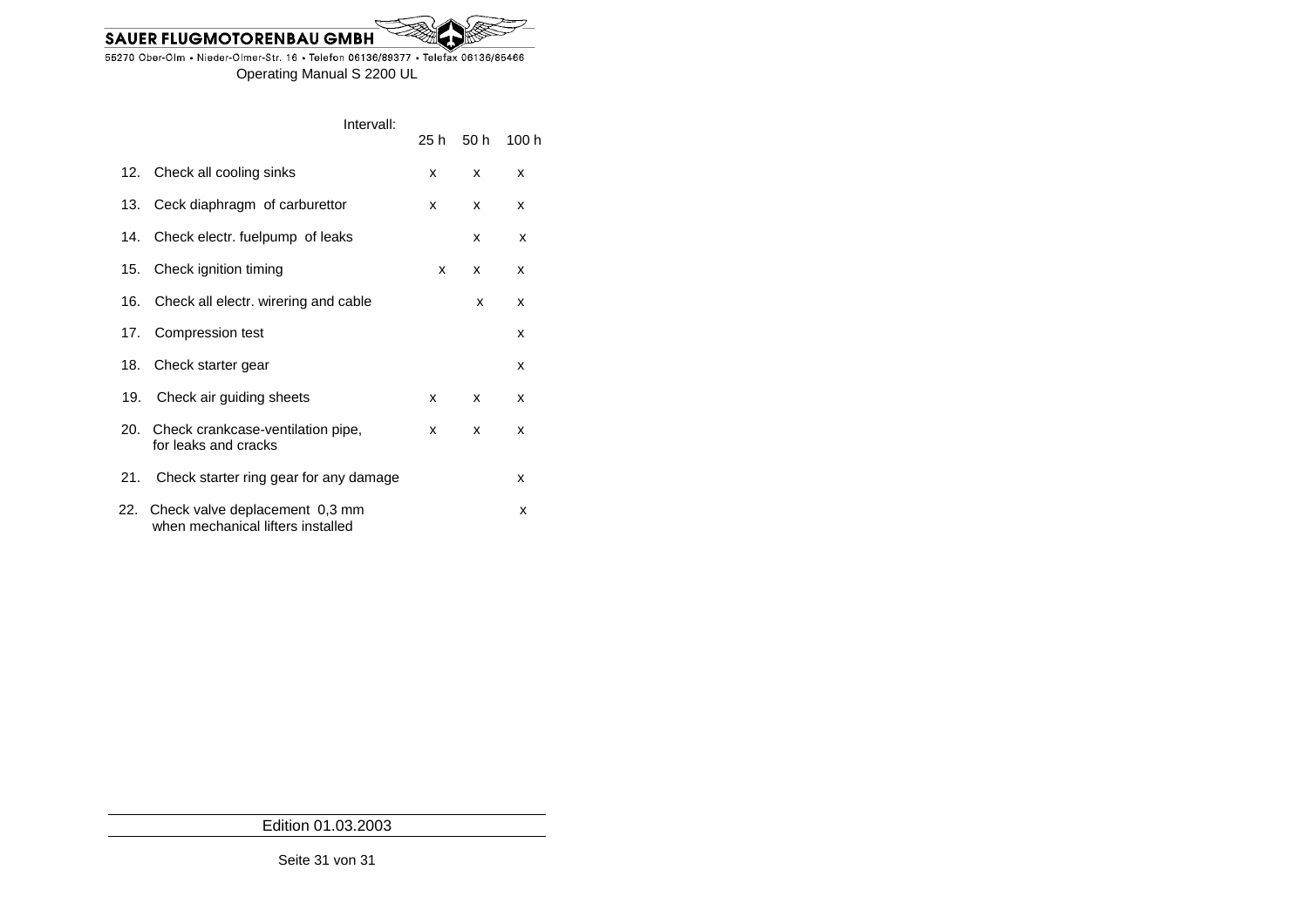| | Intervall: | 25 h | 50 h | 100 h |
|---|---|---|---|---|
| 12. | Check all cooling sinks | x | x | x |
| 13. | Ceck diaphragm of carburettor | x | x | x |
| 14. | Check electr. fuelpump of leaks | | x | x |
| 15. | Check ignition timing | x | x | x |
| 16. | Check all electr. wirering and cable | | x | x |
| 17. | Compression test | | | x |
| 18. | Check starter gear | | | x |
| 19. | Check air guiding sheets | x | x | x |
| 20. | Check crankcase-ventilation pipe, for leaks and cracks | x | x | x |
| 21. | Check starter ring gear for any damage | | | x |
| 22. | Check valve deplacement 0,3 mm when mechanical lifters installed | | | x |